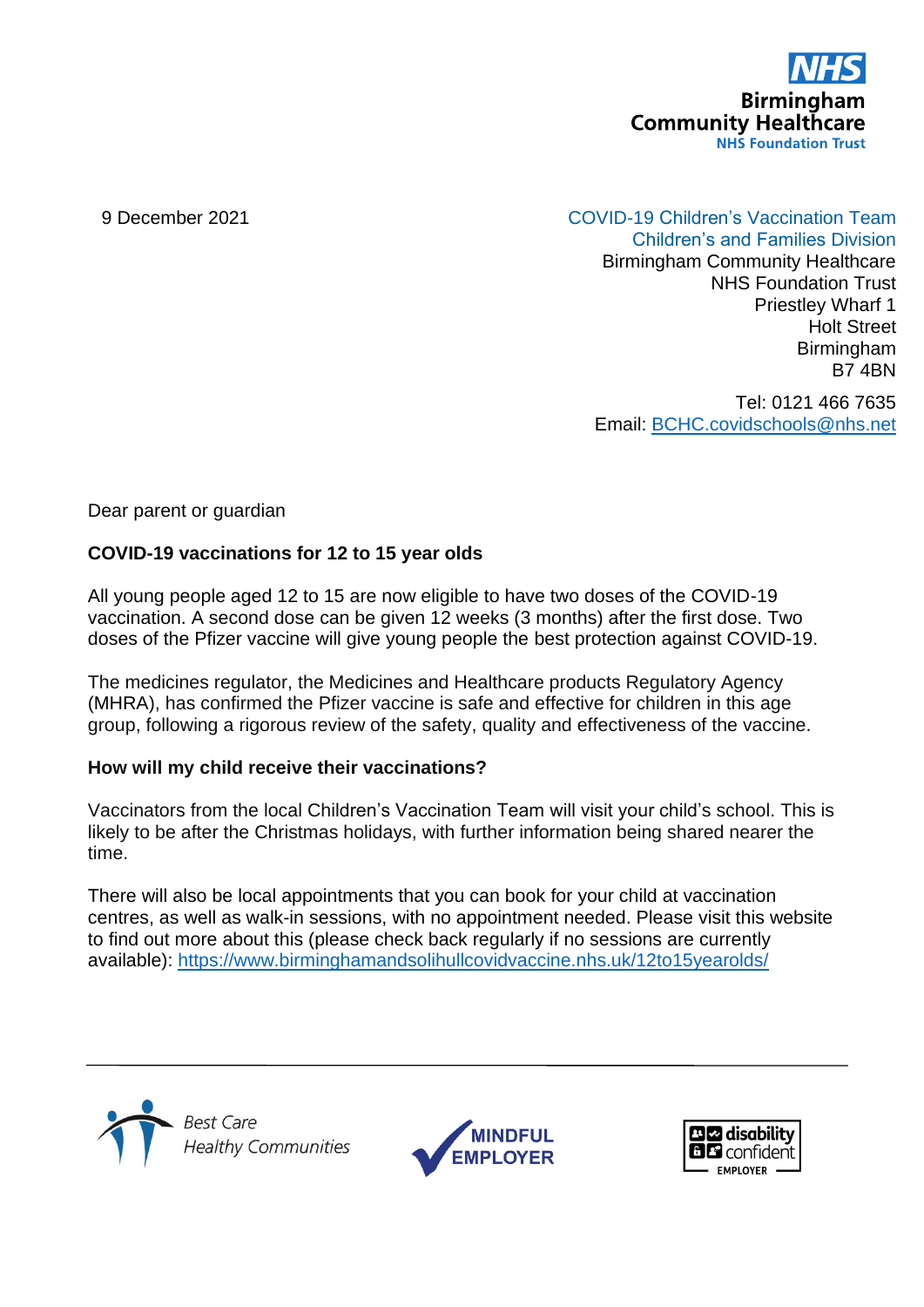NHS
Birmingham
Community Healthcare
NHS Foundation Trust

9 December 2021

COVID-19 Children's Vaccination Team
Children's and Families Division
Birmingham Community Healthcare
NHS Foundation Trust
Priestley Wharf 1
Holt Street
Birmingham
B7 4BN

Tel: 0121 466 7635
Email: [BCHC.covidschools@nhs.net](mailto:BCHC.covidschools@nhs.net)

Dear parent or guardian

**COVID-19 vaccinations for 12 to 15 year olds**

All young people aged 12 to 15 are now eligible to have two doses of the COVID-19 vaccination. A second dose can be given 12 weeks (3 months) after the first dose. Two doses of the Pfizer vaccine will give young people the best protection against COVID-19.

The medicines regulator, the Medicines and Healthcare products Regulatory Agency (MHRA), has confirmed the Pfizer vaccine is safe and effective for children in this age group, following a rigorous review of the safety, quality and effectiveness of the vaccine.

**How will my child receive their vaccinations?**

Vaccinators from the local Children's Vaccination Team will visit your child's school. This is likely to be after the Christmas holidays, with further information being shared nearer the time.

There will also be local appointments that you can book for your child at vaccination centres, as well as walk-in sessions, with no appointment needed. Please visit this website to find out more about this (please check back regularly if no sessions are currently available): [https://www.birminghamandsolihullcovidvaccine.nhs.uk/12to15yearolds/](https://www.birminghamandsolihullcovidvaccine.nhs.uk/12to15yearolds/)

*Best Care*
*Healthy Communities*

MINDFUL EMPLOYER

disability confident EMPLOYER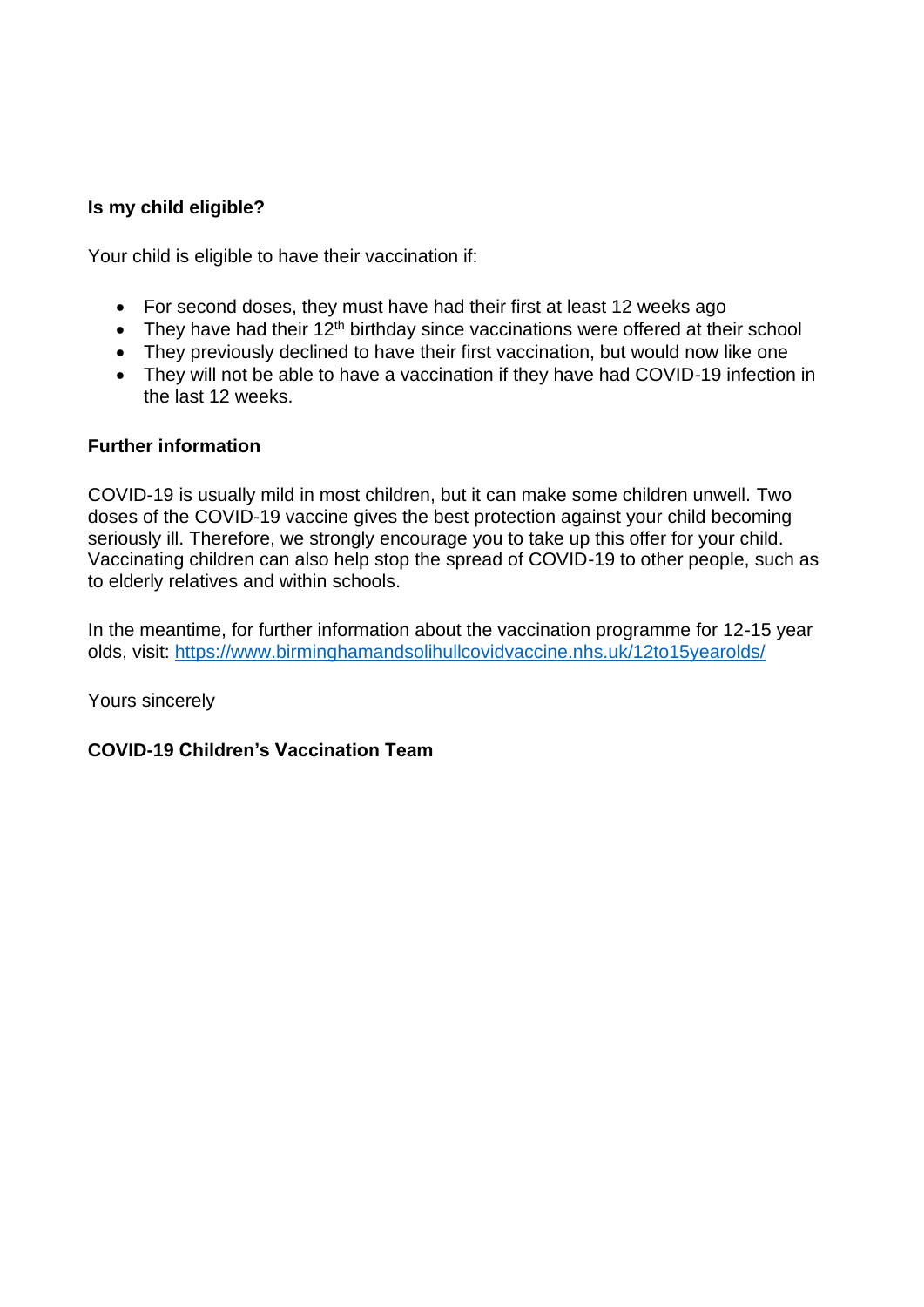**Is my child eligible?**

Your child is eligible to have their vaccination if:

- For second doses, they must have had their first at least 12 weeks ago
- They have had their 12th birthday since vaccinations were offered at their school
- They previously declined to have their first vaccination, but would now like one
- They will not be able to have a vaccination if they have had COVID-19 infection in the last 12 weeks.

**Further information**

COVID-19 is usually mild in most children, but it can make some children unwell. Two doses of the COVID-19 vaccine gives the best protection against your child becoming seriously ill. Therefore, we strongly encourage you to take up this offer for your child. Vaccinating children can also help stop the spread of COVID-19 to other people, such as to elderly relatives and within schools.

In the meantime, for further information about the vaccination programme for 12-15 year olds, visit: https://www.birminghamandsolihullcovidvaccine.nhs.uk/12to15yearolds/

Yours sincerely

**COVID-19 Children's Vaccination Team**